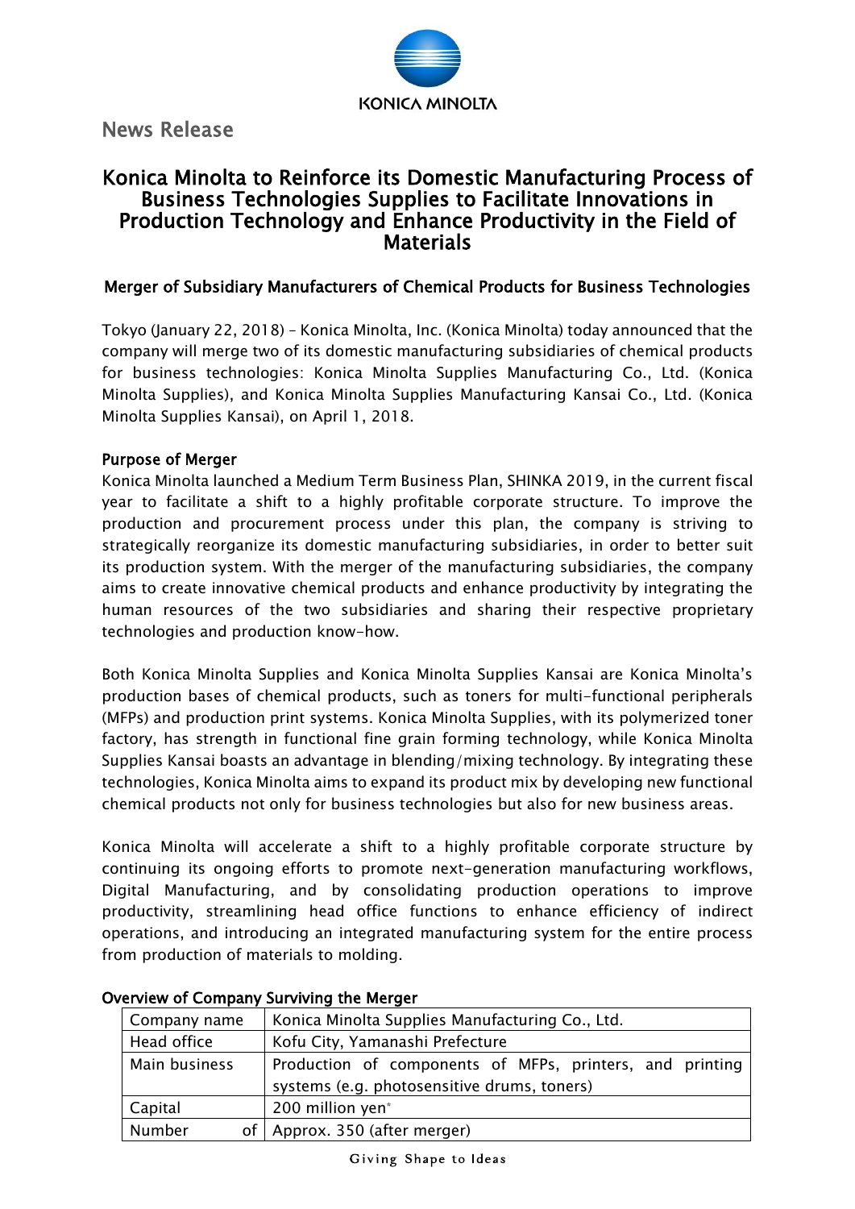News Release

# Konica Minolta to Reinforce its Domestic Manufacturing Process of Business Technologies Supplies to Facilitate Innovations in Production Technology and Enhance Productivity in the Field of Materials

## Merger of Subsidiary Manufacturers of Chemical Products for Business Technologies

Tokyo (January 22, 2018) – Konica Minolta, Inc. (Konica Minolta) today announced that the company will merge two of its domestic manufacturing subsidiaries of chemical products for business technologies: Konica Minolta Supplies Manufacturing Co., Ltd. (Konica Minolta Supplies), and Konica Minolta Supplies Manufacturing Kansai Co., Ltd. (Konica Minolta Supplies Kansai), on April 1, 2018.

### Purpose of Merger

Konica Minolta launched a Medium Term Business Plan, SHINKA 2019, in the current fiscal year to facilitate a shift to a highly profitable corporate structure. To improve the production and procurement process under this plan, the company is striving to strategically reorganize its domestic manufacturing subsidiaries, in order to better suit its production system. With the merger of the manufacturing subsidiaries, the company aims to create innovative chemical products and enhance productivity by integrating the human resources of the two subsidiaries and sharing their respective proprietary technologies and production know-how.

Both Konica Minolta Supplies and Konica Minolta Supplies Kansai are Konica Minolta's production bases of chemical products, such as toners for multi-functional peripherals (MFPs) and production print systems. Konica Minolta Supplies, with its polymerized toner factory, has strength in functional fine grain forming technology, while Konica Minolta Supplies Kansai boasts an advantage in blending/mixing technology. By integrating these technologies, Konica Minolta aims to expand its product mix by developing new functional chemical products not only for business technologies but also for new business areas.

Konica Minolta will accelerate a shift to a highly profitable corporate structure by continuing its ongoing efforts to promote next-generation manufacturing workflows, Digital Manufacturing, and by consolidating production operations to improve productivity, streamlining head office functions to enhance efficiency of indirect operations, and introducing an integrated manufacturing system for the entire process from production of materials to molding.

### Overview of Company Surviving the Merger

| Company name | Konica Minolta Supplies Manufacturing Co., Ltd. |
|---|---|
| Head office | Kofu City, Yamanashi Prefecture |
| Main business | Production of components of MFPs, printers, and printing systems (e.g. photosensitive drums, toners) |
| Capital | 200 million yen* |
| Number of | Approx. 350 (after merger) |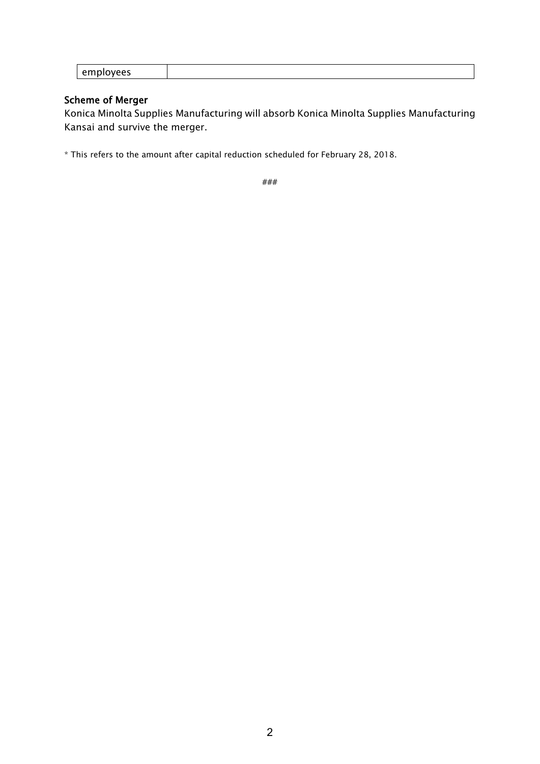| | |
|---|---|
| employees | |

**Scheme of Merger**

Konica Minolta Supplies Manufacturing will absorb Konica Minolta Supplies Manufacturing Kansai and survive the merger.

* This refers to the amount after capital reduction scheduled for February 28, 2018.

###